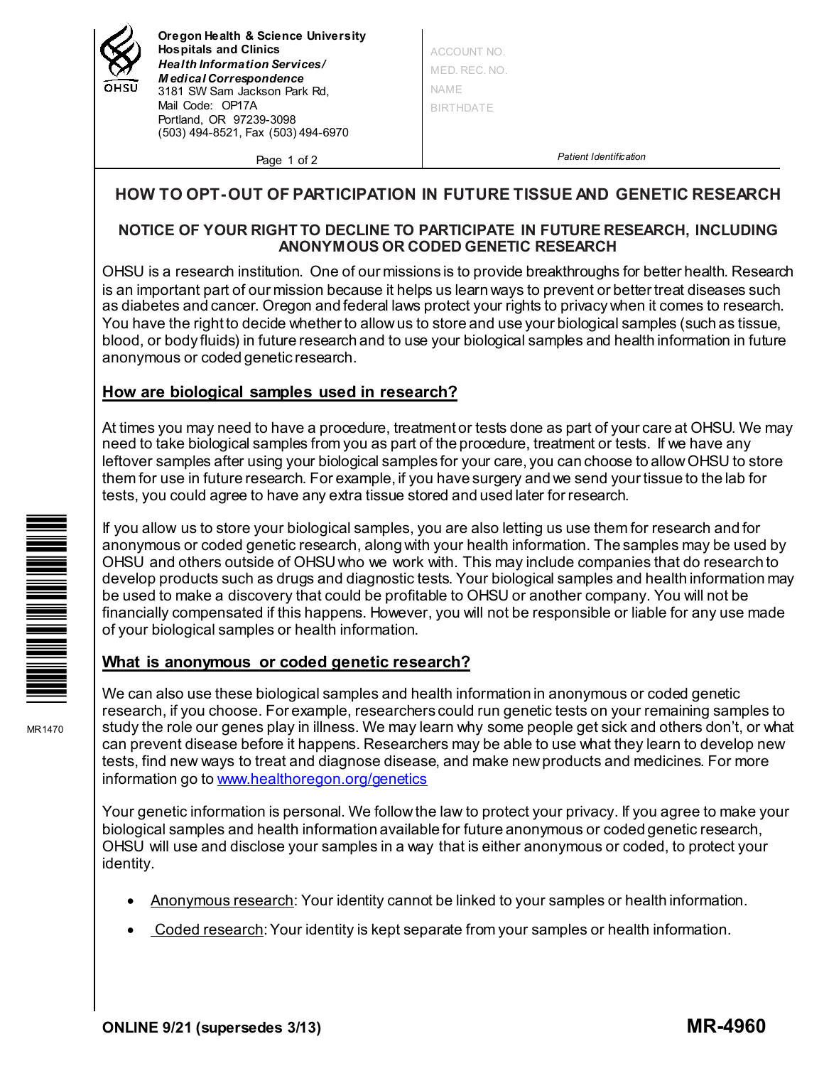**Oregon Health & Science University**
**Hospitals and Clinics**
***Health Information Services/***
***Medical Correspondence***
3181 SW Sam Jackson Park Rd,
Mail Code: OP17A
Portland, OR 97239-3098
(503) 494-8521, Fax (503) 494-6970

ACCOUNT NO.
MED. REC. NO.
NAME
BIRTHDATE

*Patient Identification*

# HOW TO OPT-OUT OF PARTICIPATION IN FUTURE TISSUE AND GENETIC RESEARCH

## NOTICE OF YOUR RIGHT TO DECLINE TO PARTICIPATE IN FUTURE RESEARCH, INCLUDING ANONYMOUS OR CODED GENETIC RESEARCH

OHSU is a research institution. One of our missions is to provide breakthroughs for better health. Research is an important part of our mission because it helps us learn ways to prevent or better treat diseases such as diabetes and cancer. Oregon and federal laws protect your rights to privacy when it comes to research. You have the right to decide whether to allow us to store and use your biological samples (such as tissue, blood, or body fluids) in future research and to use your biological samples and health information in future anonymous or coded genetic research.

### How are biological samples used in research?

At times you may need to have a procedure, treatment or tests done as part of your care at OHSU. We may need to take biological samples from you as part of the procedure, treatment or tests. If we have any leftover samples after using your biological samples for your care, you can choose to allow OHSU to store them for use in future research. For example, if you have surgery and we send your tissue to the lab for tests, you could agree to have any extra tissue stored and used later for research.

If you allow us to store your biological samples, you are also letting us use them for research and for anonymous or coded genetic research, along with your health information. The samples may be used by OHSU and others outside of OHSU who we work with. This may include companies that do research to develop products such as drugs and diagnostic tests. Your biological samples and health information may be used to make a discovery that could be profitable to OHSU or another company. You will not be financially compensated if this happens. However, you will not be responsible or liable for any use made of your biological samples or health information.

### What is anonymous or coded genetic research?

We can also use these biological samples and health information in anonymous or coded genetic research, if you choose. For example, researchers could run genetic tests on your remaining samples to study the role our genes play in illness. We may learn why some people get sick and others don't, or what can prevent disease before it happens. Researchers may be able to use what they learn to develop new tests, find new ways to treat and diagnose disease, and make new products and medicines. For more information go to www.healthoregon.org/genetics

Your genetic information is personal. We follow the law to protect your privacy. If you agree to make your biological samples and health information available for future anonymous or coded genetic research, OHSU will use and disclose your samples in a way that is either anonymous or coded, to protect your identity.

- Anonymous research: Your identity cannot be linked to your samples or health information.
- Coded research: Your identity is kept separate from your samples or health information.

MR1470

**ONLINE 9/21 (supersedes 3/13)** **MR-4960**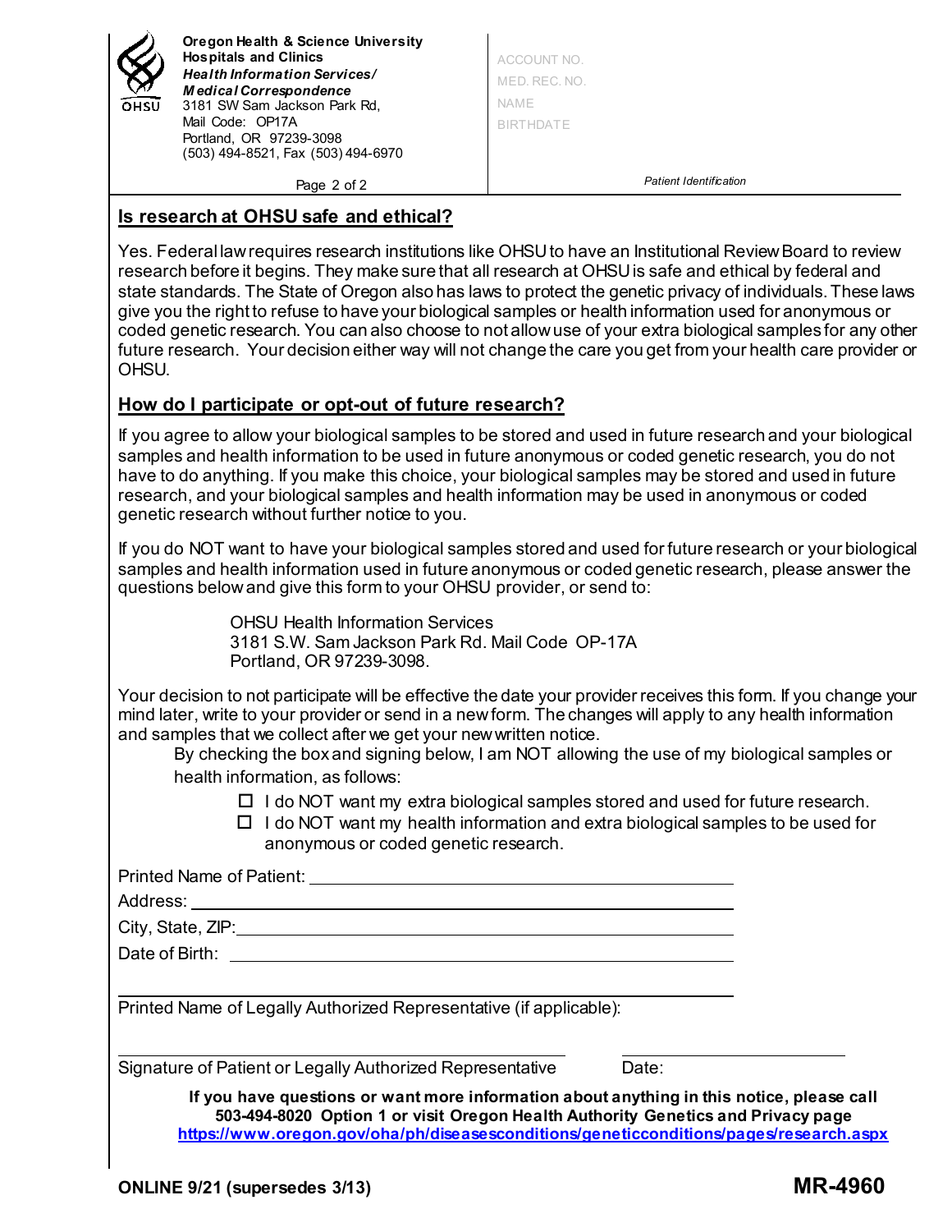**Oregon Health & Science University Hospitals and Clinics**
***Health Information Services/ Medical Correspondence***
3181 SW Sam Jackson Park Rd, Mail Code: OP17A
Portland, OR 97239-3098
(503) 494-8521, Fax (503) 494-6970

ACCOUNT NO.
MED. REC. NO.
NAME
BIRTHDATE

*Patient Identification*

## Is research at OHSU safe and ethical?

Yes. Federal law requires research institutions like OHSU to have an Institutional Review Board to review research before it begins. They make sure that all research at OHSU is safe and ethical by federal and state standards. The State of Oregon also has laws to protect the genetic privacy of individuals. These laws give you the right to refuse to have your biological samples or health information used for anonymous or coded genetic research. You can also choose to not allow use of your extra biological samples for any other future research. Your decision either way will not change the care you get from your health care provider or OHSU.

## How do I participate or opt-out of future research?

If you agree to allow your biological samples to be stored and used in future research and your biological samples and health information to be used in future anonymous or coded genetic research, you do not have to do anything. If you make this choice, your biological samples may be stored and used in future research, and your biological samples and health information may be used in anonymous or coded genetic research without further notice to you.

If you do NOT want to have your biological samples stored and used for future research or your biological samples and health information used in future anonymous or coded genetic research, please answer the questions below and give this form to your OHSU provider, or send to:

OHSU Health Information Services
3181 S.W. Sam Jackson Park Rd. Mail Code OP-17A
Portland, OR 97239-3098.

Your decision to not participate will be effective the date your provider receives this form. If you change your mind later, write to your provider or send in a new form. The changes will apply to any health information and samples that we collect after we get your new written notice.

By checking the box and signing below, I am NOT allowing the use of my biological samples or health information, as follows:

- ☐ I do NOT want my extra biological samples stored and used for future research.
- ☐ I do NOT want my health information and extra biological samples to be used for anonymous or coded genetic research.

Printed Name of Patient: ______________________________

Address: ______________________________

City, State, ZIP: ______________________________

Date of Birth: ______________________________

______________________________
Printed Name of Legally Authorized Representative (if applicable):

______________________________ ______________
Signature of Patient or Legally Authorized Representative Date:

**If you have questions or want more information about anything in this notice, please call 503-494-8020 Option 1 or visit Oregon Health Authority Genetics and Privacy page [https://www.oregon.gov/oha/ph/diseasesconditions/geneticconditions/pages/research.aspx](https://www.oregon.gov/oha/ph/diseasesconditions/geneticconditions/pages/research.aspx)**

**ONLINE 9/21 (supersedes 3/13)** **MR-4960**